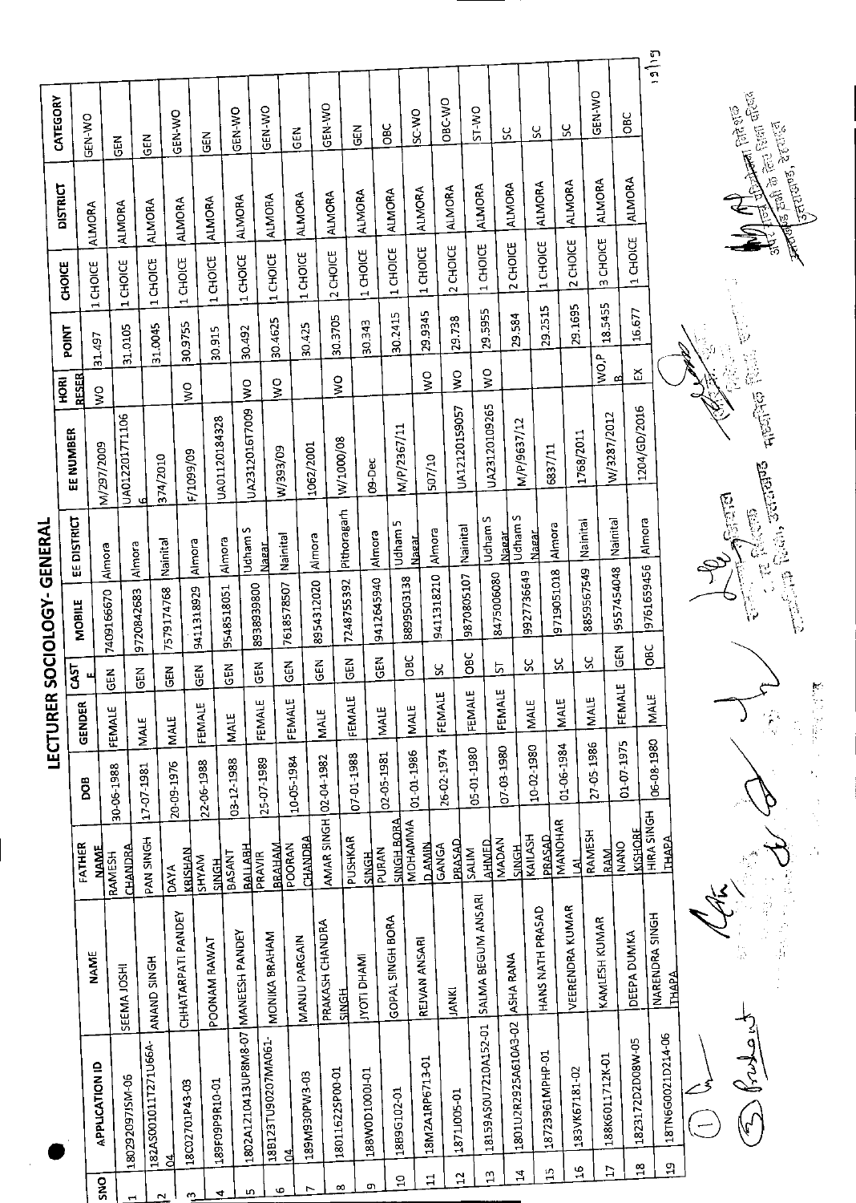# LECTURER SOCIOLOGY- GENERAL

| SNO | APPLICATION ID | NAME | FATHER NAME | DOB | GENDER | CAST E | MOBILE | EE DISTRICT | EE NUMBER | HORI RESER | POINT | CHOICE | DISTRICT | CATEGORY |
|---|---|---|---|---|---|---|---|---|---|---|---|---|---|---|
| 1 | 18029209715M-06 | SEEMA JOSHI | RAMESH CHANDRA | 30-06-1988 | FEMALE | GEN | 7409166670 | Almora | M/297/2009 | WO | 31.497 | 1 CHOICE | ALMORA | GEN-WO |
| 2 | 182AS001011T271U66A-04 | ANAND SINGH | PAN SINGH | 17-07-1981 | MALE | GEN | 9720842683 | Almora | UA01220171106 6 | | 31.0105 | 1 CHOICE | ALMORA | GEN |
| 3 | 18C02701P43-03 | CHHATARPATI PANDEY | DAYA KRISHAN | 20-09-1976 | MALE | GEN | 7579174768 | Nainital | 374/2010 | | 31.0045 | 1 CHOICE | ALMORA | GEN |
| 4 | 189F09P9R10-01 | POONAM RAWAT | SHYAM SINGH | 22-06-1988 | FEMALE | GEN | 9411318929 | Almora | F/1099/09 | WO | 30.9755 | 1 CHOICE | ALMORA | GEN-WO |
| 5 | 1802A1210413UP8M8-07 | MANEESH PANDEY | BASANT BALLABH | 03-12-1988 | MALE | GEN | 9548518051 | Almora | UA01120184328 | | 30.915 | 1 CHOICE | ALMORA | GEN |
| 6 | 18B123TU90207MA061-04 | MONIKA BRAHAM | PRAVIR BRAHAM | 25-07-1989 | FEMALE | GEN | 8938939800 | Udham S Nagar | UA23120167009 | WO | 30.492 | 1 CHOICE | ALMORA | GEN-WO |
| 7 | 189M930PW3-03 | MANJU PARGAIN | POORAN CHANDRA | 10-05-1984 | FEMALE | GEN | 7618578507 | Nainital | W/393/09 | WO | 30.4625 | 1 CHOICE | ALMORA | GEN-WO |
| 8 | 18011622SP00-01 | PRAKASH CHANDRA SINGH | AMAR SINGH | 02-04-1982 | MALE | GEN | 8954312020 | Almora | 1062/2001 | | 30.425 | 1 CHOICE | ALMORA | GEN |
| 9 | 188W0D1000I-01 | JYOTI DHAMI | PUSHKAR SINGH | 07-01-1988 | FEMALE | GEN | 7248755392 | Pithoragarh | W/1000/08 | WO | 30.3705 | 2 CHOICE | ALMORA | GEN-WO |
| 10 | 18B9G102-01 | GOPAL SINGH BORA | PURAN SINGH BORA | 02-05-1981 | MALE | GEN | 9412645940 | Almora | 09-Dec | | 30.343 | 1 CHOICE | ALMORA | GEN |
| 11 | 18M2A1RP6713-01 | REJVAN ANSARI | MOHAMMA D AMIN | 01-01-1986 | MALE | OBC | 8899503138 | Udham S Nagar | M/P/2367/11 | | 30.2415 | 1 CHOICE | ALMORA | OBC |
| 12 | 1871J005-01 | JANKI | GANGA PRASAD | 26-02-1974 | FEMALE | SC | 9411318210 | Almora | 507/10 | WO | 29.9345 | 1 CHOICE | ALMORA | SC-WO |
| 13 | 18159A50U7210A152-01 | SALMA BEGUM ANSARI | SALIM AHMED | 05-01-1980 | FEMALE | OBC | 9870805107 | Nainital | UA12120159057 | WO | 29.738 | 2 CHOICE | ALMORA | OBC-WO |
| 14 | 1801U2R2925A610A3-02 | ASHA RANA | MADAN SINGH | 07-03-1980 | FEMALE | ST | 8475006080 | Udham S Nagar | UA23120109265 | WO | 29.5955 | 1 CHOICE | ALMORA | ST-WO |
| 15 | 18723961MPHP-01 | HANS NATH PRASAD | KAILASH PRASAD | 10-02-1980 | MALE | SC | 9927736649 | Udham S Nagar | M/P/9637/12 | | 29.584 | 2 CHOICE | ALMORA | SC |
| 16 | 183VK67181-02 | VEERENDRA KUMAR | MANOHAR LAL | 01-06-1984 | MALE | SC | 9719051018 | Almora | 6837/11 | | 29.2515 | 1 CHOICE | ALMORA | SC |
| 17 | 188K6011712K-01 | KAMLESH KUMAR | RAMESH RAM | 27-05-1986 | MALE | SC | 8859567549 | Nainital | 1768/2011 | | 29.1695 | 2 CHOICE | ALMORA | SC |
| 18 | 1823172D2D08W-05 | DEEPA DUMKA | NANO KISHORE | 01-07-1975 | FEMALE | GEN | 9557454048 | Nainital | W/3287/2012 | WO,P B | 18.5455 | 3 CHOICE | ALMORA | GEN-WO |
| 19 | 18TN6G0021D214-06 | NARENDRA SINGH THAPA | HIRA SINGH THAPA | 06-08-1980 | MALE | OBC | 9761659456 | Almora | 1204/GD/2016 | EX | 16.677 | 1 CHOICE | ALMORA | OBC |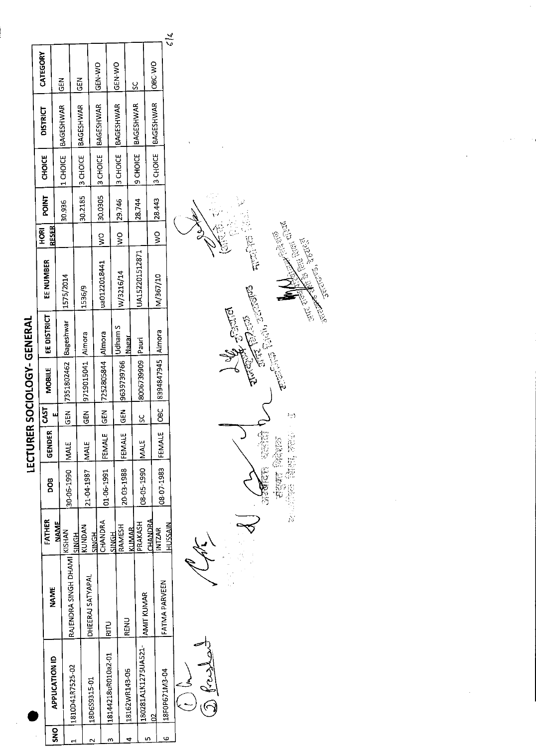# LECTURER SOCIOLOGY- GENERAL

| SNO | APPLICATION ID | NAME | FATHER NAME | DOB | GENDER | CASTE | MOBILE | EE DISTRICT | EE NUMBER | HORI RESER | POINT | CHOICE | DISTRICT | CATEGORY |
|---|---|---|---|---|---|---|---|---|---|---|---|---|---|---|
| 1 | 1810D41R7525-02 | RAJENDRA SINGH DHAMI | KISHAN SINGH | 30-06-1990 | MALE | GEN | 7351802462 | Bageshwar | 1575/2014 | | 30.936 | 1 CHOICE | BAGESHWAR | GEN |
| 2 | 18D6S9315-01 | DHEERAJ SATYAPAL | KUNDAN SINGH | 21-04-1987 | MALE | GEN | 9719015041 | Almora | 1536/9 | | 30.2185 | 3 CHOICE | BAGESHWAR | GEN |
| 3 | 1814421 8uR010a2-01 | RITU | CHANDRA SINGH | 01-06-1991 | FEMALE | GEN | 7252805844 | Almora | ua0122018441 | WO | 30.0305 | 3 CHOICE | BAGESHWAR | GEN-WO |
| 4 | 18162WR143-06 | RENU | RAMESH KUMAR | 20-03-1988 | FEMALE | GEN | 9639739766 | Udham S Nagar | W/3216/14 | WO | 29.746 | 3 CHOICE | BAGESHWAR | GEN-WO |
| 5 | 180281A1K1275UA521-02 | AMIT KUMAR | PRAKASH CHANDRA | 08-05-1990 | MALE | SC | 8006739909 | Pauri | UA15220151287 1 | | 28.744 | 9 CHOICE | BAGESHWAR | SC |
| 6 | 18F0P671M3-04 | FATMA PARVEEN | INTZAR HUSSAIN | 08-07-1983 | FEMALE | OBC | 8394847945 | Almora | M/367/10 | WO | 28.443 | 3 CHOICE | BAGESHWAR | OBC-WO |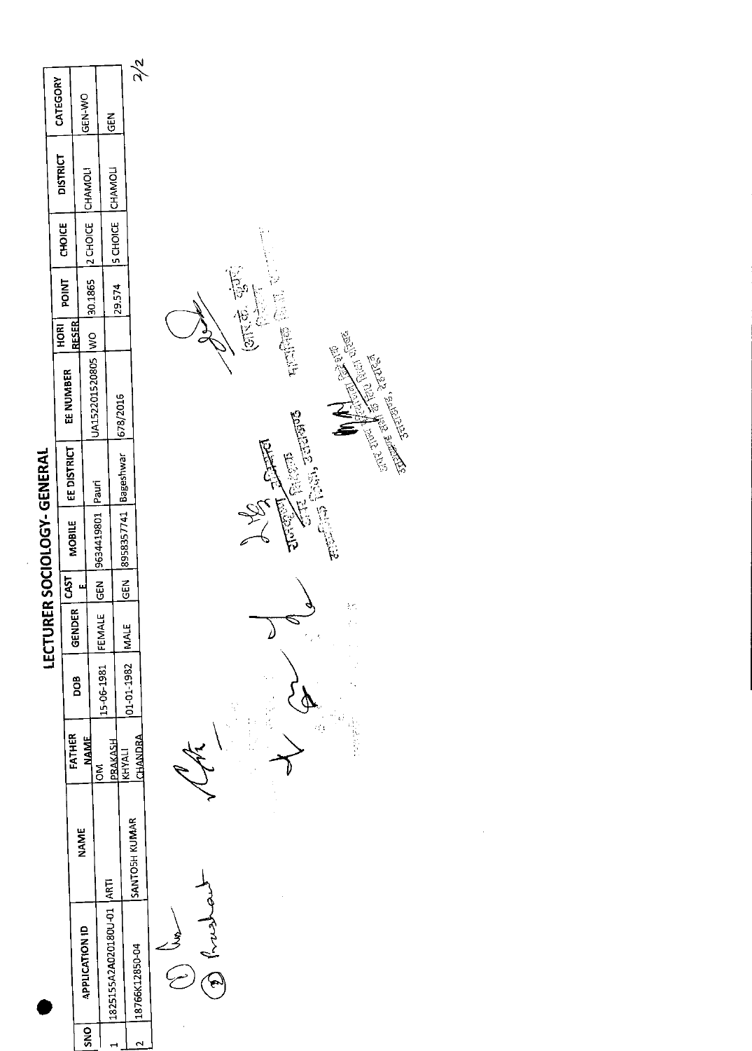# LECTURER SOCIOLOGY- GENERAL

| SNO | APPLICATION ID | NAME | FATHER NAME | DOB | GENDER | CASTE | MOBILE | EE DISTRICT | EE NUMBER | HORI RESER | POINT | CHOICE | DISTRICT | CATEGORY |
|---|---|---|---|---|---|---|---|---|---|---|---|---|---|---|
| 1 | 1825155A2A020180U-01 | ARTI | OM PRAKASH | 15-06-1981 | FEMALE | GEN | 9634419801 | Pauri | UA15220152080­5 | WO | 30.1865 | 2 CHOICE | CHAMOLI | GEN-WO |
| 2 | 18766K12850-04 | SANTOSH KUMAR | KHYALI CHANDRA | 01-01-1982 | MALE | GEN | 8958357741 | Bageshwar | 678/2016 | | 29.574 | 5 CHOICE | CHAMOLI | GEN |

2/2

(आर० के० कुँवर)
निदेशक
माध्यमिक शिक्षा, उत्तराखण्ड

अपर निदेशक
माध्यमिक शिक्षा, उत्तराखण्ड

अपर राज्य परियोजना निदेशक
राष्ट्रीय माध्यमिक शिक्षा अभियान
उत्तराखण्ड, देहरादून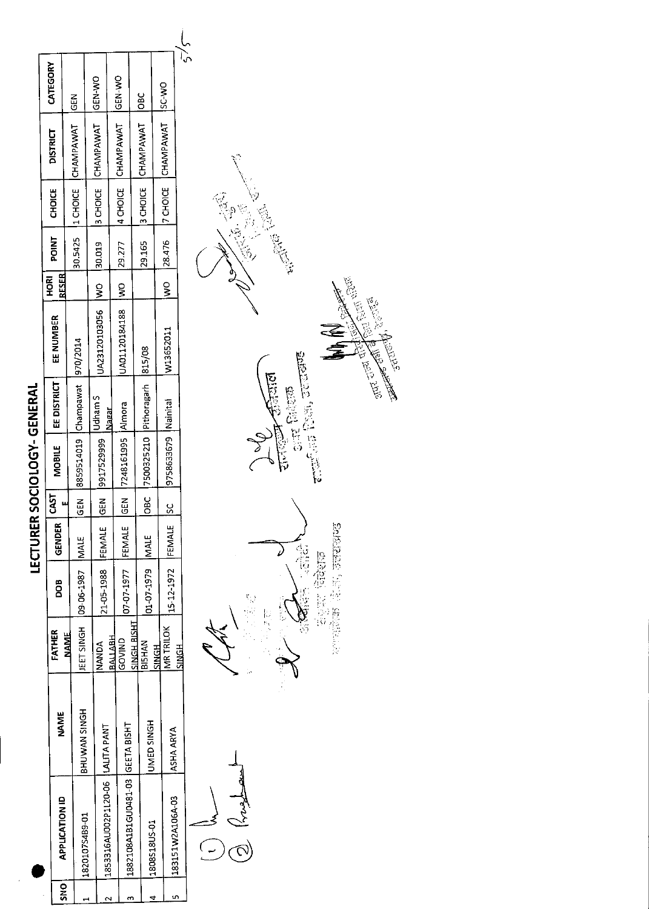# LECTURER SOCIOLOGY- GENERAL

| SNO | APPLICATION ID | NAME | FATHER NAME | DOB | GENDER | CASTE | MOBILE | EE DISTRICT | EE NUMBER | HORI RESER | POINT | CHOICE | DISTRICT | CATEGORY |
|---|---|---|---|---|---|---|---|---|---|---|---|---|---|---|
| 1 | 1820107S4B9-01 | BHUWAN SINGH | JEET SINGH | 09-06-1987 | MALE | GEN | 8859514019 | Champawat | 970/2014 | | 30.5425 | 1 CHOICE | CHAMPAWAT | GEN |
| 2 | 1853316AU002P1120-06 | LALITA PANT | NANDA BALLABH | 21-05-1988 | FEMALE | GEN | 9917529999 | Udham S Nagar | UA23120103056 | WO | 30.019 | 3 CHOICE | CHAMPAWAT | GEN-WO |
| 3 | 1882108A1B1GU0481-03 | GEETA BISHT | GOVIND SINGH BISHT | 07-07-1977 | FEMALE | GEN | 7248161995 | Almora | UA01120184188 | WO | 29.277 | 4 CHOICE | CHAMPAWAT | GEN-WO |
| 4 | 1808S18US-01 | UMED SINGH | BISHAN SINGH | 01-07-1979 | MALE | OBC | 7500325210 | Pithoragarh | 815/08 | | 29.165 | 3 CHOICE | CHAMPAWAT | OBC |
| 5 | 183151W2A106A-03 | ASHA ARYA | MR TRILOK SINGH | 15-12-1972 | FEMALE | SC | 9758633679 | Nainital | W13652011 | WO | 28.476 | 7 CHOICE | CHAMPAWAT | SC-WO |

5/5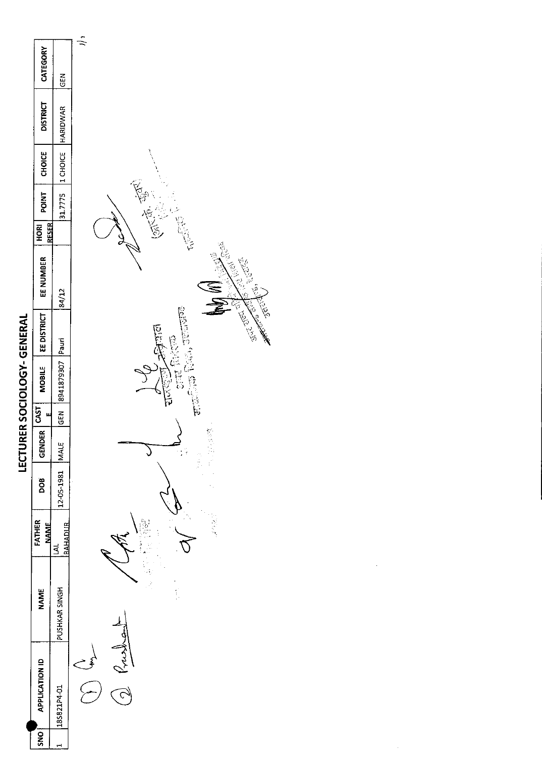# LECTURER SOCIOLOGY- GENERAL

| SNO | APPLICATION ID | NAME | FATHER NAME | DOB | GENDER | CASTE | MOBILE | EE DISTRICT | EE NUMBER | HORI RESER | POINT | CHOICE | DISTRICT | CATEGORY |
|---|---|---|---|---|---|---|---|---|---|---|---|---|---|---|
| 1 | 18S821P4-01 | PUSHKAR SINGH | LAL BAHADUR | 12-05-1981 | MALE | GEN | 8941879307 | Pauri | 84/12 | | 31.7775 | 1 CHOICE | HARIDWAR | GEN |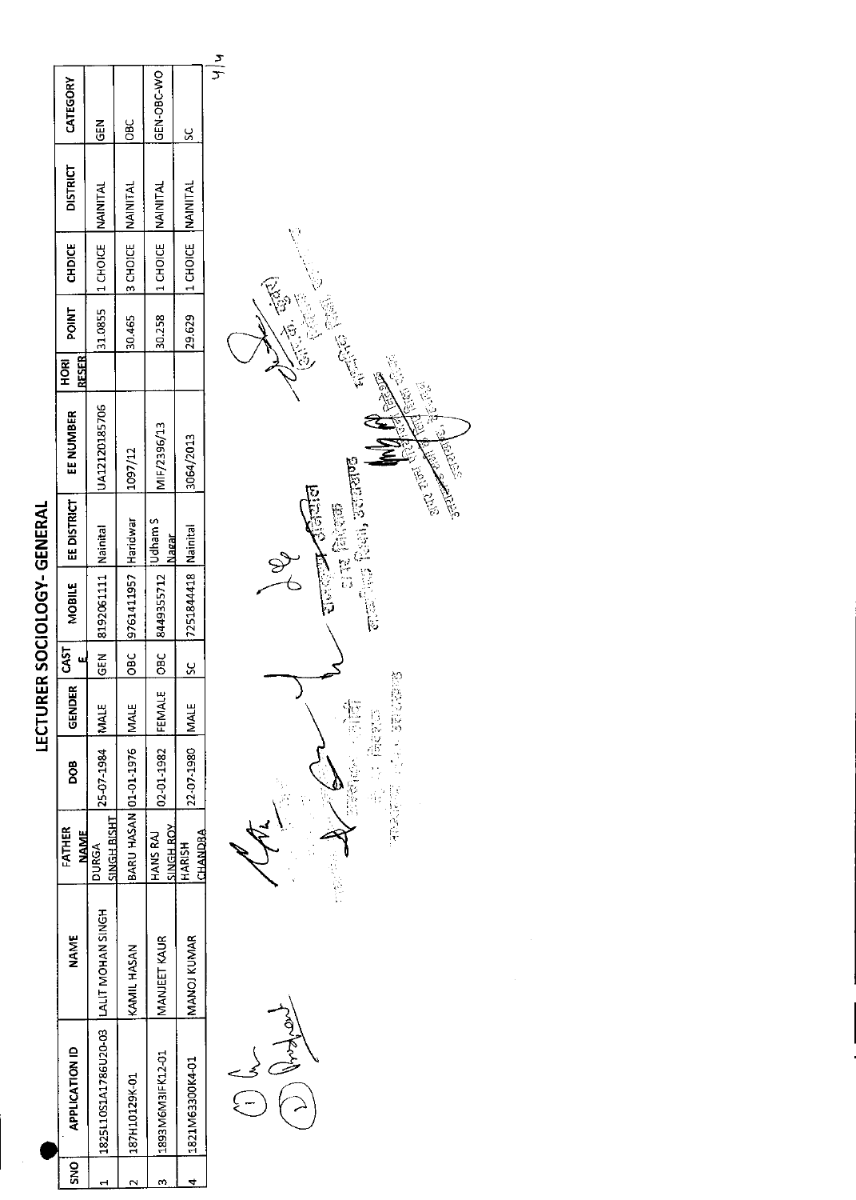# LECTURER SOCIOLOGY- GENERAL

| SNO | APPLICATION ID | NAME | FATHER NAME | DOB | GENDER | CASTE | MOBILE | EE DISTRICT | EE NUMBER | HORI RESER | POINT | CHOICE | DISTRICT | CATEGORY |
|---|---|---|---|---|---|---|---|---|---|---|---|---|---|---|
| 1 | 1825L10S1A1786U20-03 | LALIT MOHAN SINGH | DURGA SINGH BISHT | 25-07-1984 | MALE | GEN | 8192061111 | Nainital | UA12120185706 | | 31.0855 | 1 CHOICE | NAINITAL | GEN |
| 2 | 187H10129K-01 | KAMIL HASAN | BARU HASAN | 01-01-1976 | MALE | OBC | 9761411957 | Haridwar | 1097/12 | | 30.465 | 3 CHOICE | NAINITAL | OBC |
| 3 | 1893M6M3IFK12-01 | MANJEET KAUR | HANS RAJ SINGH ROY | 02-01-1982 | FEMALE | OBC | 8449355712 | Udham S Nagar | MIF/2396/13 | | 30.258 | 1 CHOICE | NAINITAL | GEN-OBC-WO |
| 4 | 1821M63300K4-01 | MANOJ KUMAR | HARISH CHANDRA | 22-07-1980 | MALE | SC | 7251844418 | Nainital | 3064/2013 | | 29.629 | 1 CHOICE | NAINITAL | SC |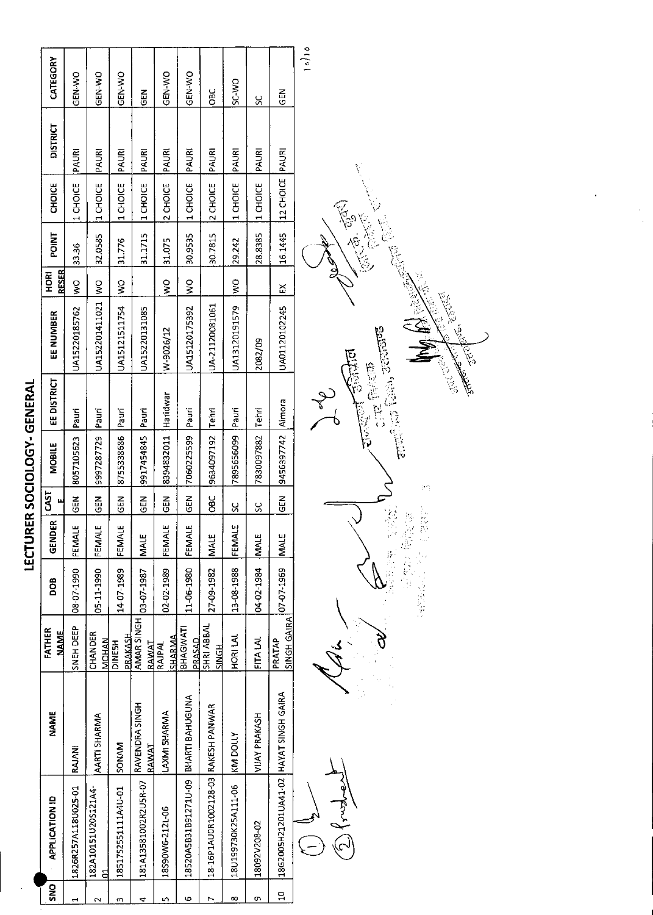# LECTURER SOCIOLOGY- GENERAL

| SNO | APPLICATION ID | NAME | FATHER NAME | DOB | GENDER | CASTE | MOBILE | EE DISTRICT | EE NUMBER | HORI RESER | POINT | CHOICE | DISTRICT | CATEGORY |
|---|---|---|---|---|---|---|---|---|---|---|---|---|---|---|
| 1 | 1826R257A118U025-01 | RAJANI | SNEH DEEP | 08-07-1990 | FEMALE | GEN | 8057105623 | Pauri | UA15220185762 | WO | 33.36 | 1 CHOICE | PAURI | GEN-WO |
| 2 | 182A10151U20S121A4-01 | AARTI SHARMA | CHANDER MOHAN | 05-11-1990 | FEMALE | GEN | 9997287729 | Pauri | UA15220141021 | WO | 32.0585 | 1 CHOICE | PAURI | GEN-WO |
| 3 | 18517S2551111A4U-01 | SONAM | DINESH PRAKASH | 14-07-1989 | FEMALE | GEN | 8755338686 | Pauri | UA15121511754 | WO | 31.776 | 1 CHOICE | PAURI | GEN-WO |
| 4 | 181A13581002R2U5R-07 | RAVENDRA SINGH RAWAT | AMAR SINGH RAWAT | 03-07-1987 | MALE | GEN | 9917454845 | Pauri | UA15220131085 | | 31.1715 | 1 CHOICE | PAURI | GEN |
| 5 | 18S90W6-212L-06 | LAXMI SHARMA | RAJPAL SHARMA | 02-02-1989 | FEMALE | GEN | 8394832011 | Haridwar | W-9026/12 | WO | 31.075 | 2 CHOICE | PAURI | GEN-WO |
| 6 | 18520A5B31B91271U-09 | BHARTI BAHUGUNA | BHAGWATI PRASAD | 11-06-1980 | FEMALE | GEN | 7060225599 | Pauri | UA15120175392 | WO | 30.9535 | 1 CHOICE | PAURI | GEN-WO |
| 7 | 18-16P1AU0R1002128-03 | RAKESH PANWAR | SHRI ABBAL SINGH | 27-09-1982 | MALE | OBC | 9634097192 | Tehri | UA-21120081061 | | 30.7815 | 2 CHOICE | PAURI | OBC |
| 8 | 18U199730K25A111-06 | KM DOLLY | HORI LAL | 13-08-1988 | FEMALE | SC | 7895656099 | Pauri | UA13120191579 | WO | 29.242 | 1 CHOICE | PAURI | SC-WO |
| 9 | 18092V208-02 | VIJAY PRAKASH | FITA LAL | 04-02-1984 | MALE | SC | 7830097882 | Tehri | 2082/09 | | 28.8385 | 1 CHOICE | PAURI | SC |
| 10 | 1862005H21201UA41-02 | HAYAT SINGH GAIRA | PRATAP SINGH GAIRA | 07-07-1969 | MALE | GEN | 9456397742 | Almora | UA01120102245 | EX | 16.1445 | 12 CHOICE | PAURI | GEN |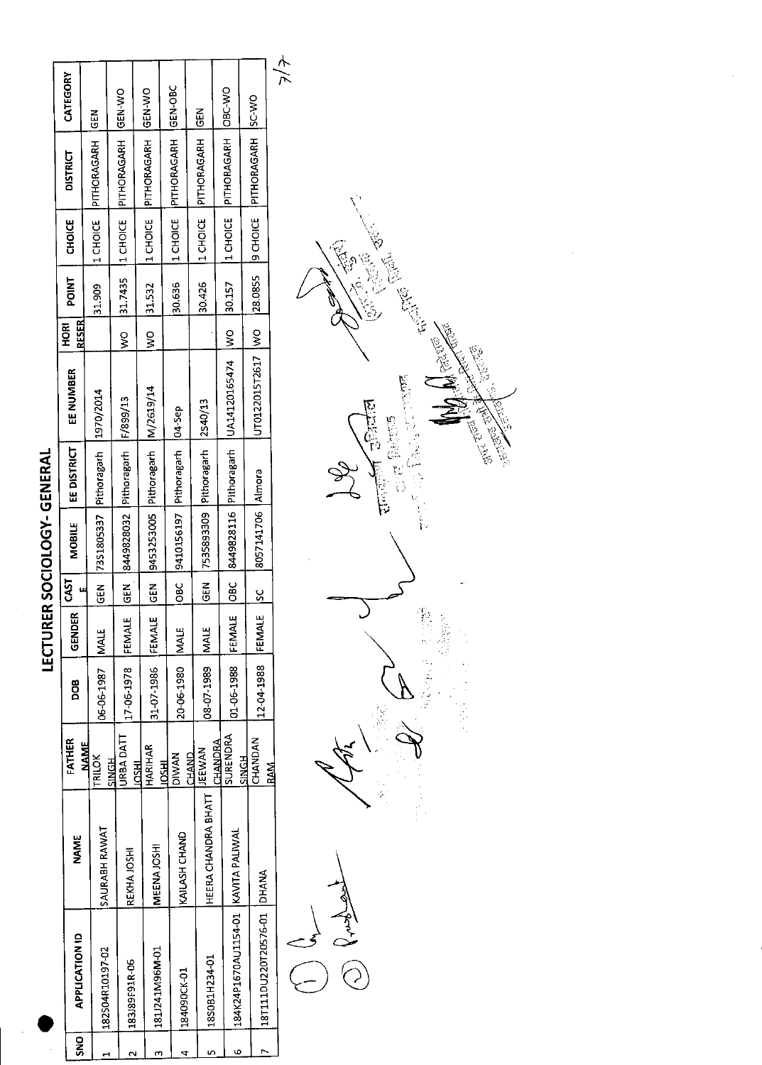# LECTURER SOCIOLOGY- GENERAL

| SNO | APPLICATION ID | NAME | FATHER NAME | DOB | GENDER | CASTE | MOBILE | EE DISTRICT | EE NUMBER | HORI RESER | POINT | CHOICE | DISTRICT | CATEGORY |
|---|---|---|---|---|---|---|---|---|---|---|---|---|---|---|
| 1 | 182S04R10197-02 | SAURABH RAWAT | TRILOK SINGH | 06-06-1987 | MALE | GEN | 7351805337 | Pithoragarh | 1970/2014 | | 31.909 | 1 CHOICE | PITHORAGARH | GEN |
| 2 | 183J89F91R-06 | REKHA JOSHI | URBA DATT JOSHI | 17-06-1978 | FEMALE | GEN | 8449828032 | Pithoragarh | F/899/13 | WO | 31.7435 | 1 CHOICE | PITHORAGARH | GEN-WO |
| 3 | 181J241M96M-01 | MEENA JOSHI | HARIHAR JOSHI | 31-07-1986 | FEMALE | GEN | 9453253005 | Pithoragarh | M/2619/14 | WO | 31.532 | 1 CHOICE | PITHORAGARH | GEN-WO |
| 4 | 184090CK-01 | KAILASH CHAND | DIWAN CHAND | 20-06-1980 | MALE | OBC | 9410156197 | Pithoragarh | 04-Sep | | 30.636 | 1 CHOICE | PITHORAGARH | GEN-OBC |
| 5 | 185081H234-01 | HEERA CHANDRA BHATT | JEEWAN CHANDRA | 08-07-1989 | MALE | GEN | 7535893309 | Pithoragarh | 2540/13 | | 30.426 | 1 CHOICE | PITHORAGARH | GEN |
| 6 | 184K24P1670AU1154-01 | KAVITA PALIWAL | SURENDRA SINGH | 01-06-1988 | FEMALE | OBC | 8449828116 | Pithoragarh | UA14120165474 | WO | 30.157 | 1 CHOICE | PITHORAGARH | OBC-WO |
| 7 | 18T11DU220T20576-01 | DHANA | CHANDAN RAM | 12-04-1988 | FEMALE | SC | 8057141706 | Almora | UT0122015T2617 | WO | 28.0855 | 9 CHOICE | PITHORAGARH | SC-WO |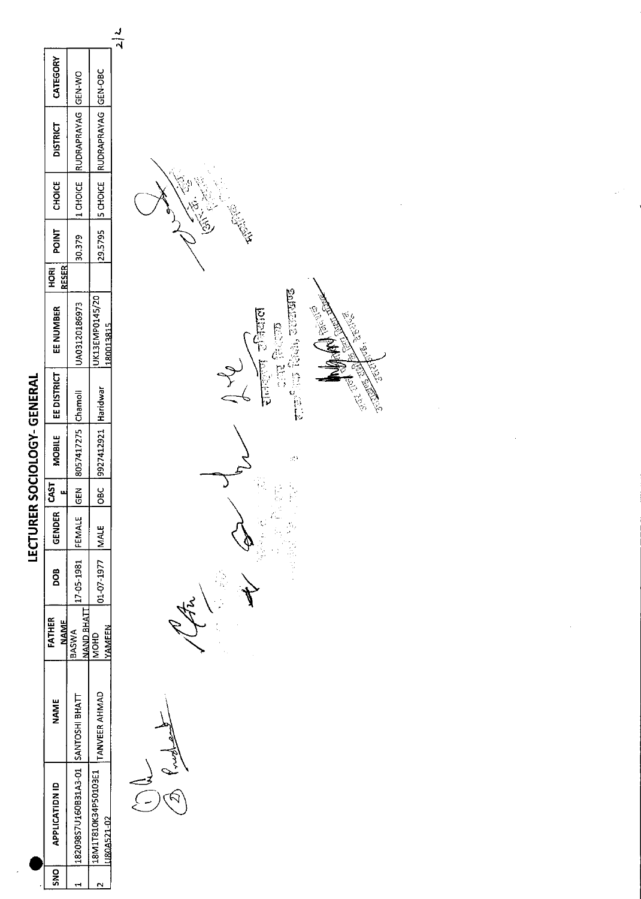# LECTURER SOCIOLOGY- GENERAL

| SNO | APPLICATION ID | NAME | FATHER NAME | DOB | GENDER | CASTE | MOBILE | EE DISTRICT | EE NUMBER | HORI RESER | POINT | CHOICE | DISTRICT | CATEGORY |
|---|---|---|---|---|---|---|---|---|---|---|---|---|---|---|
| 1 | 18209857U160B1A3-01 | SANTOSHI BHATT | BASWA NAND BHATT | 17-05-1981 | FEMALE | GEN | 8057417275 | Chamoli | UA03120186973 | | 30.379 | 1 CHOICE | RUDRAPRAYAG | GEN-WO |
| 2 | 18M1T810K34P50103E1U80A521-02 | TANVEER AHMAD | MOHD YAMEEN | 01-07-1977 | MALE | OBC | 9927412921 | Haridwar | UK13EMP0145/20180013815 | | 29.5795 | 5 CHOICE | RUDRAPRAYAG | GEN-OBC |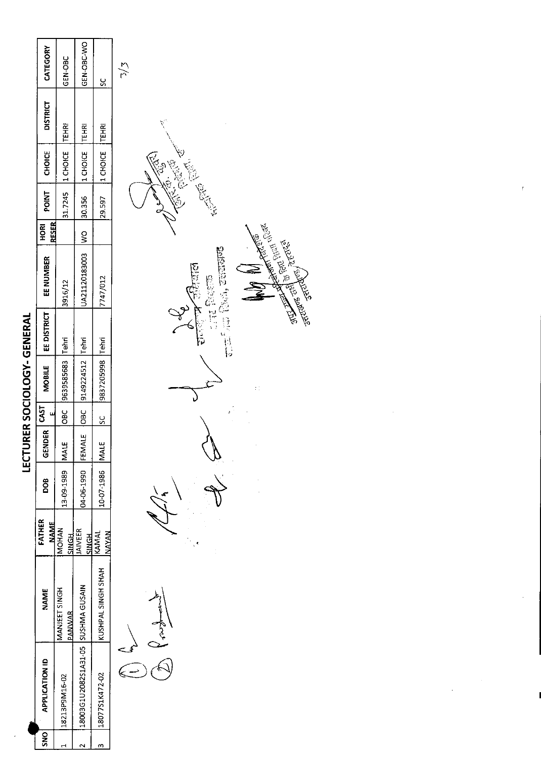# LECTURER SOCIOLOGY- GENERAL

| SNO | APPLICATION ID | NAME | FATHER NAME | DOB | GENDER | CASTE | MOBILE | EE DISTRICT | EE NUMBER | HORI RESER | POINT | CHOICE | DISTRICT | CATEGORY |
|---|---|---|---|---|---|---|---|---|---|---|---|---|---|---|
| 1 | 18213P9M16-02 | MANJEET SINGH PANWAR | MOHAN SINGH | 13-09-1989 | MALE | OBC | 9639585683 | Tehri | 3916/12 | | 31.7245 | 1 CHOICE | TEHRI | GEN-OBC |
| 2 | 18003G1U2082S1A31-05 | SUSHMA GUSAIN | JAIVEER SINGH | 04-06-1990 | FEMALE | OBC | 9149224512 | Tehri | UA2112018300З | WO | 30.356 | 1 CHOICE | TEHRI | GEN-OBC-WO |
| 3 | 18077S1K472-02 | KUSHPAL SINGH SHAH | KAMAL NAYAN | 10-07-1986 | MALE | SC | 9837205998 | Tehri | 7747/012 | | 29.597 | 1 CHOICE | TEHRI | SC |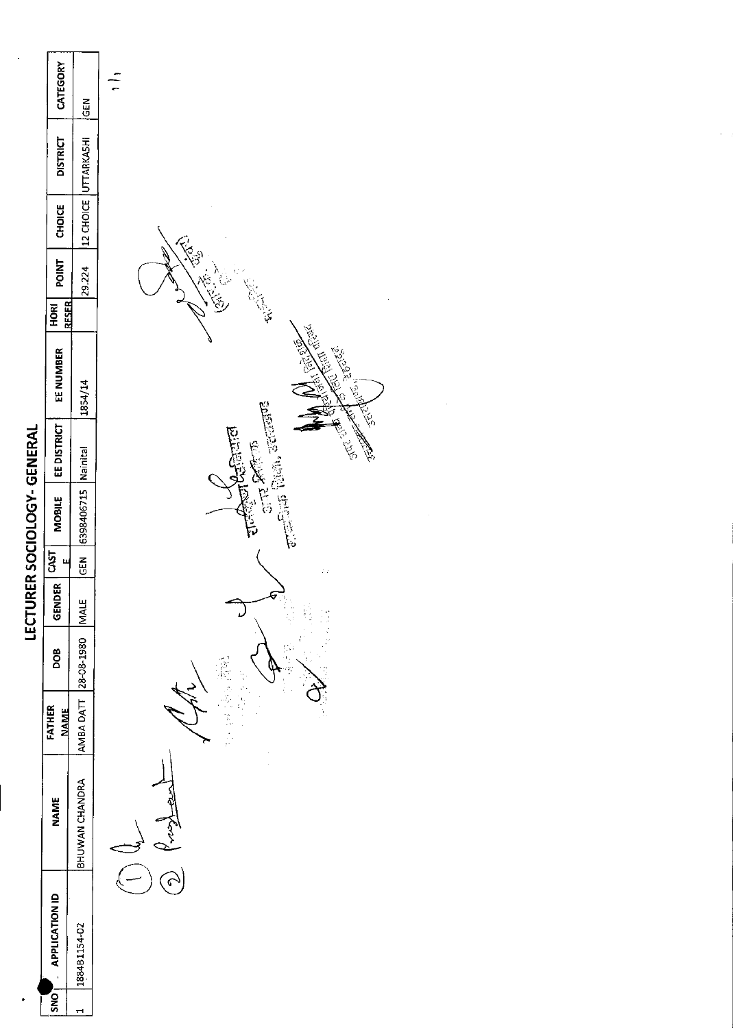# LECTURER SOCIOLOGY- GENERAL

| SNO | APPLICATION ID | NAME | FATHER NAME | DOB | GENDER | CASTE | MOBILE | EE DISTRICT | EE NUMBER | HORI RESER | POINT | CHOICE | DISTRICT | CATEGORY |
|---|---|---|---|---|---|---|---|---|---|---|---|---|---|---|
| 1 | 18848154-02 | BHUWAN CHANDRA | AMBA DATT | 28-08-1980 | MALE | GEN | 6398406715 | Nainital | 1854/14 | | 29.224 | 12 CHOICE | UTTARKASHI | GEN |